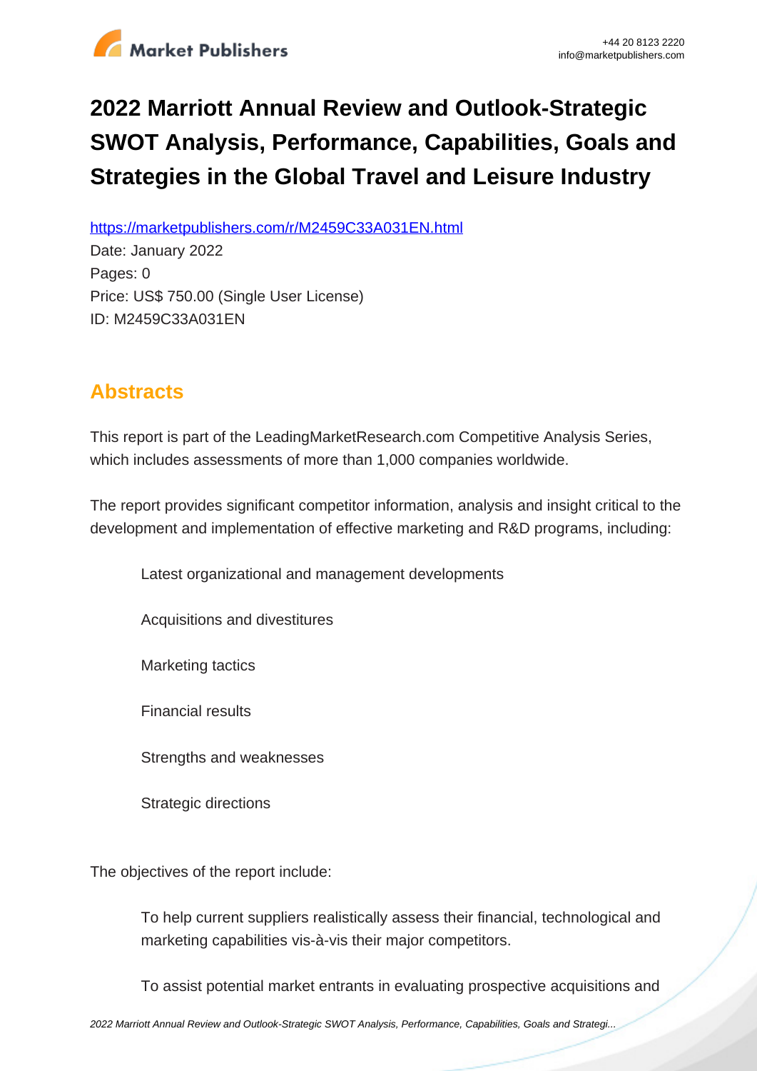# 2022 Marriott Annual Review and Outlook-Strategic SWOT Analysis, Performance, Capabilities, Goals and Strategies in the Global Travel and Leisure Industry

https://marketpublishers.com/r/M2459C33A031EN.html

Date: January 2022

Pages: 0

Price: US$ 750.00 (Single User License)

ID: M2459C33A031EN

## Abstracts

This report is part of the LeadingMarketResearch.com Competitive Analysis Series, which includes assessments of more than 1,000 companies worldwide.

The report provides significant competitor information, analysis and insight critical to the development and implementation of effective marketing and R&D programs, including:

- Latest organizational and management developments
- Acquisitions and divestitures
- Marketing tactics
- Financial results
- Strengths and weaknesses
- Strategic directions

The objectives of the report include:

- To help current suppliers realistically assess their financial, technological and marketing capabilities vis-à-vis their major competitors.
- To assist potential market entrants in evaluating prospective acquisitions and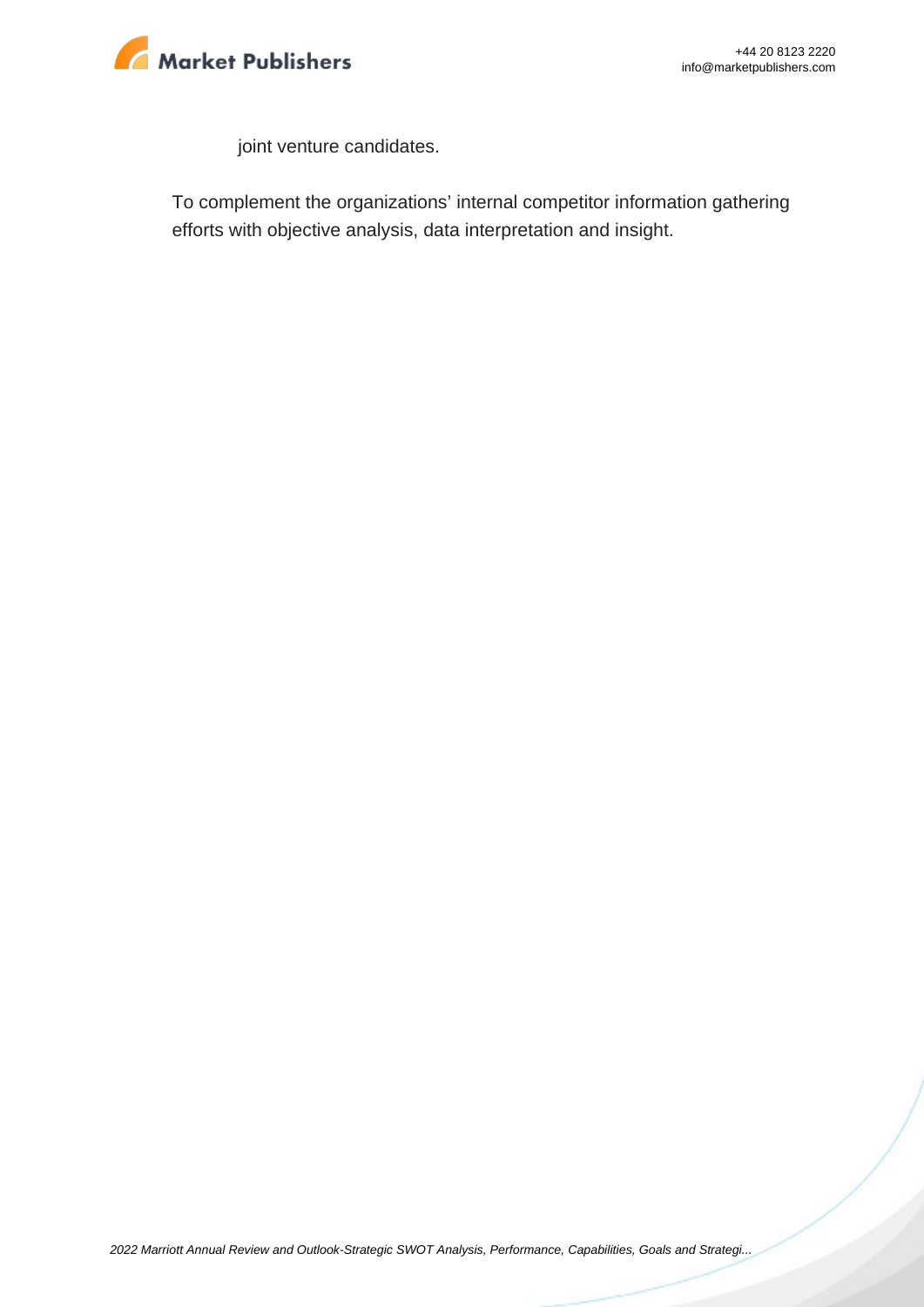joint venture candidates.

To complement the organizations' internal competitor information gathering efforts with objective analysis, data interpretation and insight.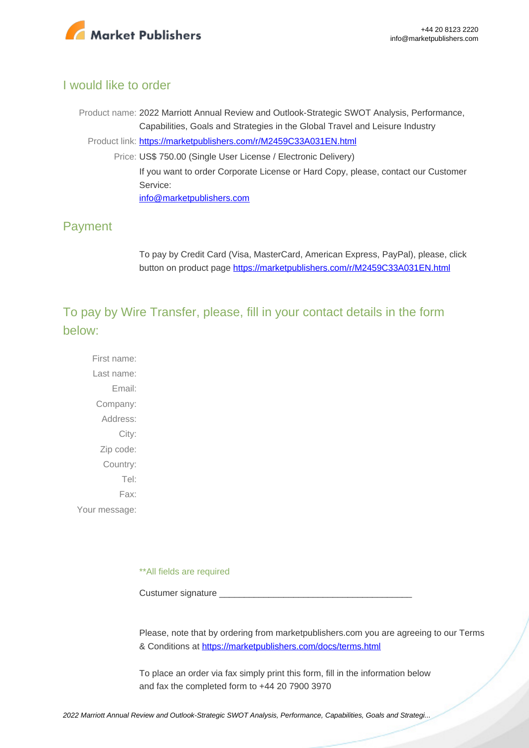## I would like to order

Product name: 2022 Marriott Annual Review and Outlook-Strategic SWOT Analysis, Performance, Capabilities, Goals and Strategies in the Global Travel and Leisure Industry

Product link: [https://marketpublishers.com/r/M2459C33A031EN.html](https://marketpublishers.com/r/M2459C33A031EN.html)

Price: US$ 750.00 (Single User License / Electronic Delivery)

If you want to order Corporate License or Hard Copy, please, contact our Customer Service:

[info@marketpublishers.com](mailto:info@marketpublishers.com)

## Payment

To pay by Credit Card (Visa, MasterCard, American Express, PayPal), please, click button on product page [https://marketpublishers.com/r/M2459C33A031EN.html](https://marketpublishers.com/r/M2459C33A031EN.html)

## To pay by Wire Transfer, please, fill in your contact details in the form below:

First name:
Last name:
Email:
Company:
Address:
City:
Zip code:
Country:
Tel:
Fax:
Your message:

**All fields are required

Custumer signature ________________________________________

Please, note that by ordering from marketpublishers.com you are agreeing to our Terms & Conditions at [https://marketpublishers.com/docs/terms.html](https://marketpublishers.com/docs/terms.html)

To place an order via fax simply print this form, fill in the information below and fax the completed form to +44 20 7900 3970